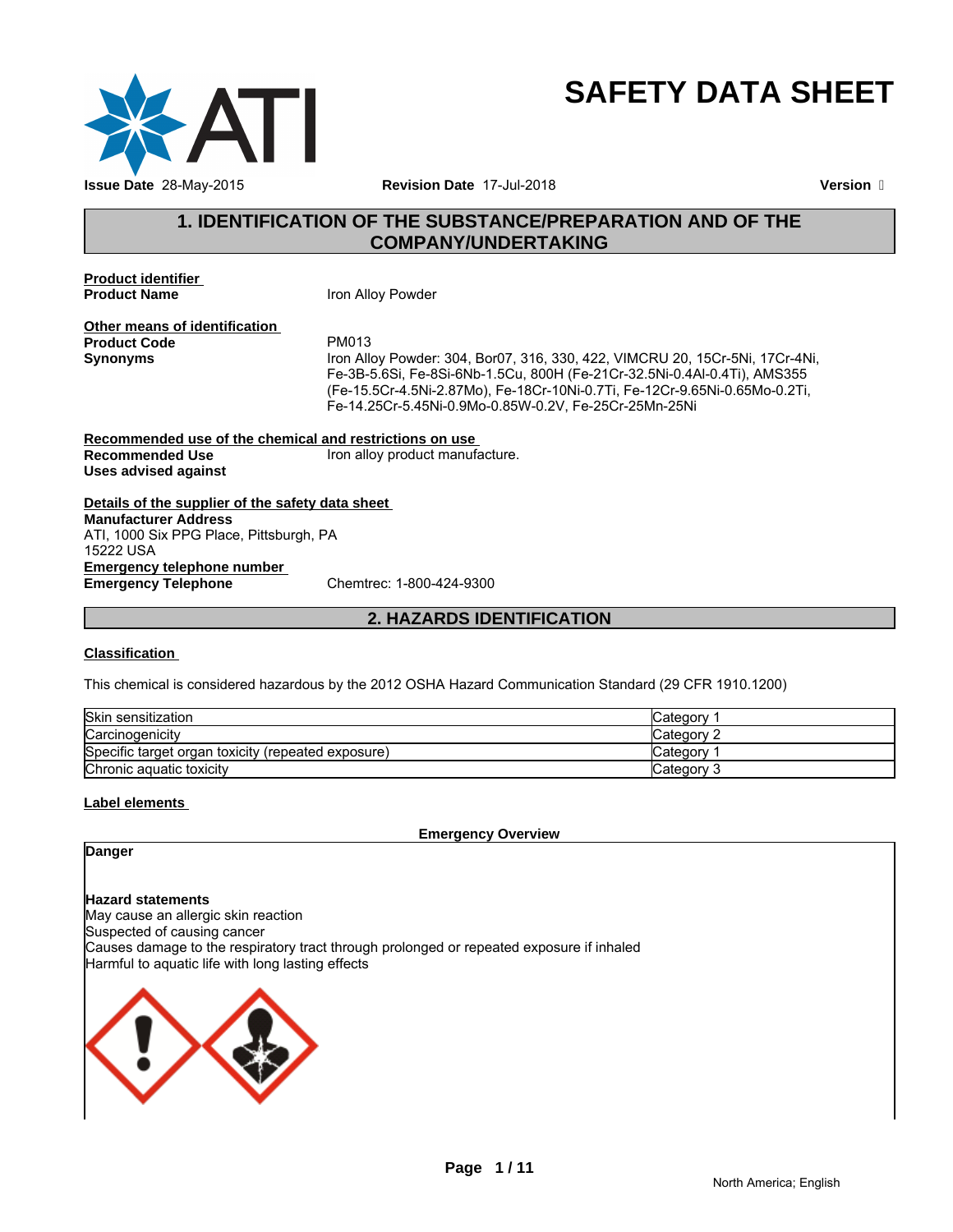# SAFETY DATA SHEET

**Issue Date** 28-May-2015 **Revision Date** 17-Jul-2018 **Version** 

## 1. IDENTIFICATION OF THE SUBSTANCE/PREPARATION AND OF THE COMPANY/UNDERTAKING

**Product identifier**

**Product Name** Iron Alloy Powder

**Other means of identification**

**Product Code** PM013

**Synonyms** Iron Alloy Powder: 304, Bor07, 316, 330, 422, VIMCRU 20, 15Cr-5Ni, 17Cr-4Ni, Fe-3B-5.6Si, Fe-8Si-6Nb-1.5Cu, 800H (Fe-21Cr-32.5Ni-0.4Al-0.4Ti), AMS355 (Fe-15.5Cr-4.5Ni-2.87Mo), Fe-18Cr-10Ni-0.7Ti, Fe-12Cr-9.65Ni-0.65Mo-0.2Ti, Fe-14.25Cr-5.45Ni-0.9Mo-0.85W-0.2V, Fe-25Cr-25Mn-25Ni

**Recommended use of the chemical and restrictions on use**

**Recommended Use** Iron alloy product manufacture.

**Uses advised against**

**Details of the supplier of the safety data sheet**

**Manufacturer Address**
ATI, 1000 Six PPG Place, Pittsburgh, PA
15222 USA

**Emergency telephone number**

**Emergency Telephone** Chemtrec: 1-800-424-9300

## 2. HAZARDS IDENTIFICATION

**Classification**

This chemical is considered hazardous by the 2012 OSHA Hazard Communication Standard (29 CFR 1910.1200)

| | |
|---|---|
| Skin sensitization | Category 1 |
| Carcinogenicity | Category 2 |
| Specific target organ toxicity (repeated exposure) | Category 1 |
| Chronic aquatic toxicity | Category 3 |

**Label elements**

**Emergency Overview**

**Danger**

**Hazard statements**
May cause an allergic skin reaction
Suspected of causing cancer
Causes damage to the respiratory tract through prolonged or repeated exposure if inhaled
Harmful to aquatic life with long lasting effects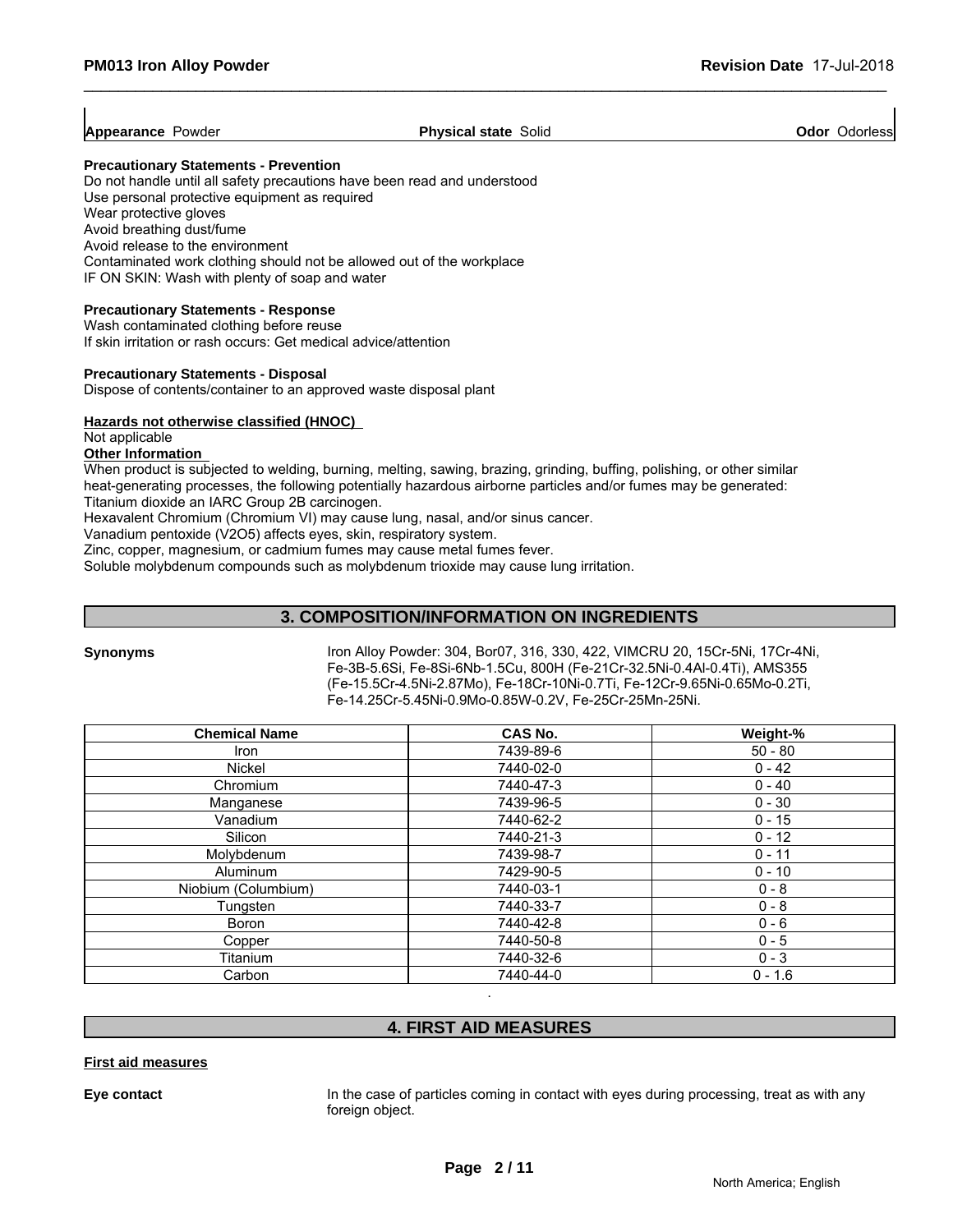**Appearance** Powder | **Physical state** Solid | **Odor** Odorless

**Precautionary Statements - Prevention**

Do not handle until all safety precautions have been read and understood
Use personal protective equipment as required
Wear protective gloves
Avoid breathing dust/fume
Avoid release to the environment
Contaminated work clothing should not be allowed out of the workplace
IF ON SKIN: Wash with plenty of soap and water

**Precautionary Statements - Response**

Wash contaminated clothing before reuse
If skin irritation or rash occurs: Get medical advice/attention

**Precautionary Statements - Disposal**

Dispose of contents/container to an approved waste disposal plant

**Hazards not otherwise classified (HNOC)**

Not applicable

**Other Information**

When product is subjected to welding, burning, melting, sawing, brazing, grinding, buffing, polishing, or other similar heat-generating processes, the following potentially hazardous airborne particles and/or fumes may be generated:
Titanium dioxide an IARC Group 2B carcinogen.
Hexavalent Chromium (Chromium VI) may cause lung, nasal, and/or sinus cancer.
Vanadium pentoxide ($V_2O_5$) affects eyes, skin, respiratory system.
Zinc, copper, magnesium, or cadmium fumes may cause metal fumes fever.
Soluble molybdenum compounds such as molybdenum trioxide may cause lung irritation.

## 3. COMPOSITION/INFORMATION ON INGREDIENTS

**Synonyms** Iron Alloy Powder: 304, Bor07, 316, 330, 422, VIMCRU 20, 15Cr-5Ni, 17Cr-4Ni, Fe-3B-5.6Si, Fe-8Si-6Nb-1.5Cu, 800H (Fe-21Cr-32.5Ni-0.4Al-0.4Ti), AMS355 (Fe-15.5Cr-4.5Ni-2.87Mo), Fe-18Cr-10Ni-0.7Ti, Fe-12Cr-9.65Ni-0.65Mo-0.2Ti, Fe-14.25Cr-5.45Ni-0.9Mo-0.85W-0.2V, Fe-25Cr-25Mn-25Ni.

| Chemical Name | CAS No. | Weight-% |
|---|---|---|
| Iron | 7439-89-6 | 50 - 80 |
| Nickel | 7440-02-0 | 0 - 42 |
| Chromium | 7440-47-3 | 0 - 40 |
| Manganese | 7439-96-5 | 0 - 30 |
| Vanadium | 7440-62-2 | 0 - 15 |
| Silicon | 7440-21-3 | 0 - 12 |
| Molybdenum | 7439-98-7 | 0 - 11 |
| Aluminum | 7429-90-5 | 0 - 10 |
| Niobium (Columbium) | 7440-03-1 | 0 - 8 |
| Tungsten | 7440-33-7 | 0 - 8 |
| Boron | 7440-42-8 | 0 - 6 |
| Copper | 7440-50-8 | 0 - 5 |
| Titanium | 7440-32-6 | 0 - 3 |
| Carbon | 7440-44-0 | 0 - 1.6 |

## 4. FIRST AID MEASURES

**First aid measures**

**Eye contact** In the case of particles coming in contact with eyes during processing, treat as with any foreign object.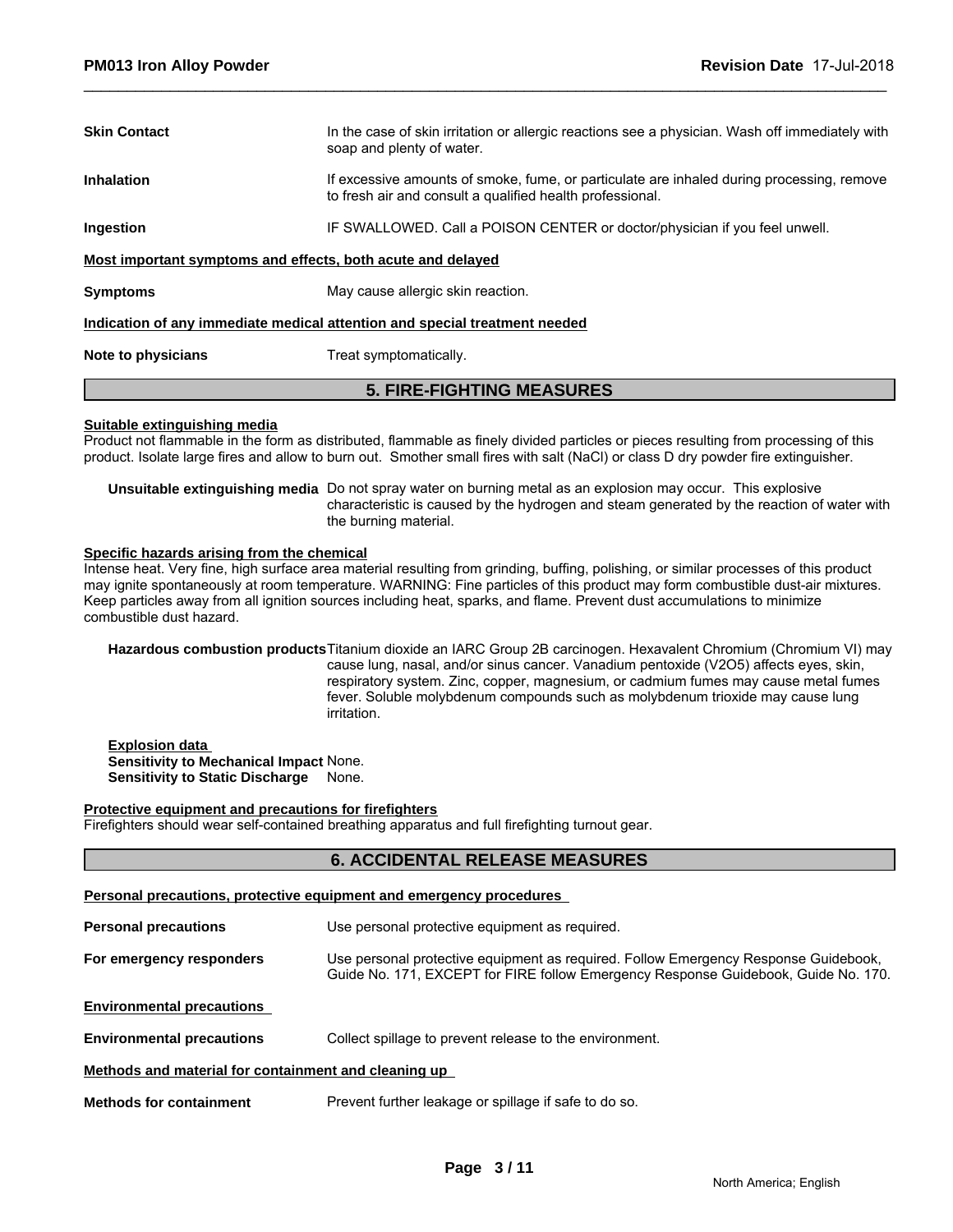**Skin Contact** In the case of skin irritation or allergic reactions see a physician. Wash off immediately with soap and plenty of water.

**Inhalation** If excessive amounts of smoke, fume, or particulate are inhaled during processing, remove to fresh air and consult a qualified health professional.

**Ingestion** IF SWALLOWED. Call a POISON CENTER or doctor/physician if you feel unwell.

**Most important symptoms and effects, both acute and delayed**

**Symptoms** May cause allergic skin reaction.

**Indication of any immediate medical attention and special treatment needed**

**Note to physicians** Treat symptomatically.

## 5. FIRE-FIGHTING MEASURES

**Suitable extinguishing media**

Product not flammable in the form as distributed, flammable as finely divided particles or pieces resulting from processing of this product. Isolate large fires and allow to burn out. Smother small fires with salt (NaCl) or class D dry powder fire extinguisher.

**Unsuitable extinguishing media** Do not spray water on burning metal as an explosion may occur. This explosive characteristic is caused by the hydrogen and steam generated by the reaction of water with the burning material.

**Specific hazards arising from the chemical**

Intense heat. Very fine, high surface area material resulting from grinding, buffing, polishing, or similar processes of this product may ignite spontaneously at room temperature. WARNING: Fine particles of this product may form combustible dust-air mixtures. Keep particles away from all ignition sources including heat, sparks, and flame. Prevent dust accumulations to minimize combustible dust hazard.

**Hazardous combustion products** Titanium dioxide an IARC Group 2B carcinogen. Hexavalent Chromium (Chromium VI) may cause lung, nasal, and/or sinus cancer. Vanadium pentoxide ($V_2O_5$) affects eyes, skin, respiratory system. Zinc, copper, magnesium, or cadmium fumes may cause metal fumes fever. Soluble molybdenum compounds such as molybdenum trioxide may cause lung irritation.

**Explosion data**

**Sensitivity to Mechanical Impact** None.

**Sensitivity to Static Discharge** None.

**Protective equipment and precautions for firefighters**

Firefighters should wear self-contained breathing apparatus and full firefighting turnout gear.

## 6. ACCIDENTAL RELEASE MEASURES

**Personal precautions, protective equipment and emergency procedures**

**Personal precautions** Use personal protective equipment as required.

**For emergency responders** Use personal protective equipment as required. Follow Emergency Response Guidebook, Guide No. 171, EXCEPT for FIRE follow Emergency Response Guidebook, Guide No. 170.

**Environmental precautions**

**Environmental precautions** Collect spillage to prevent release to the environment.

**Methods and material for containment and cleaning up**

**Methods for containment** Prevent further leakage or spillage if safe to do so.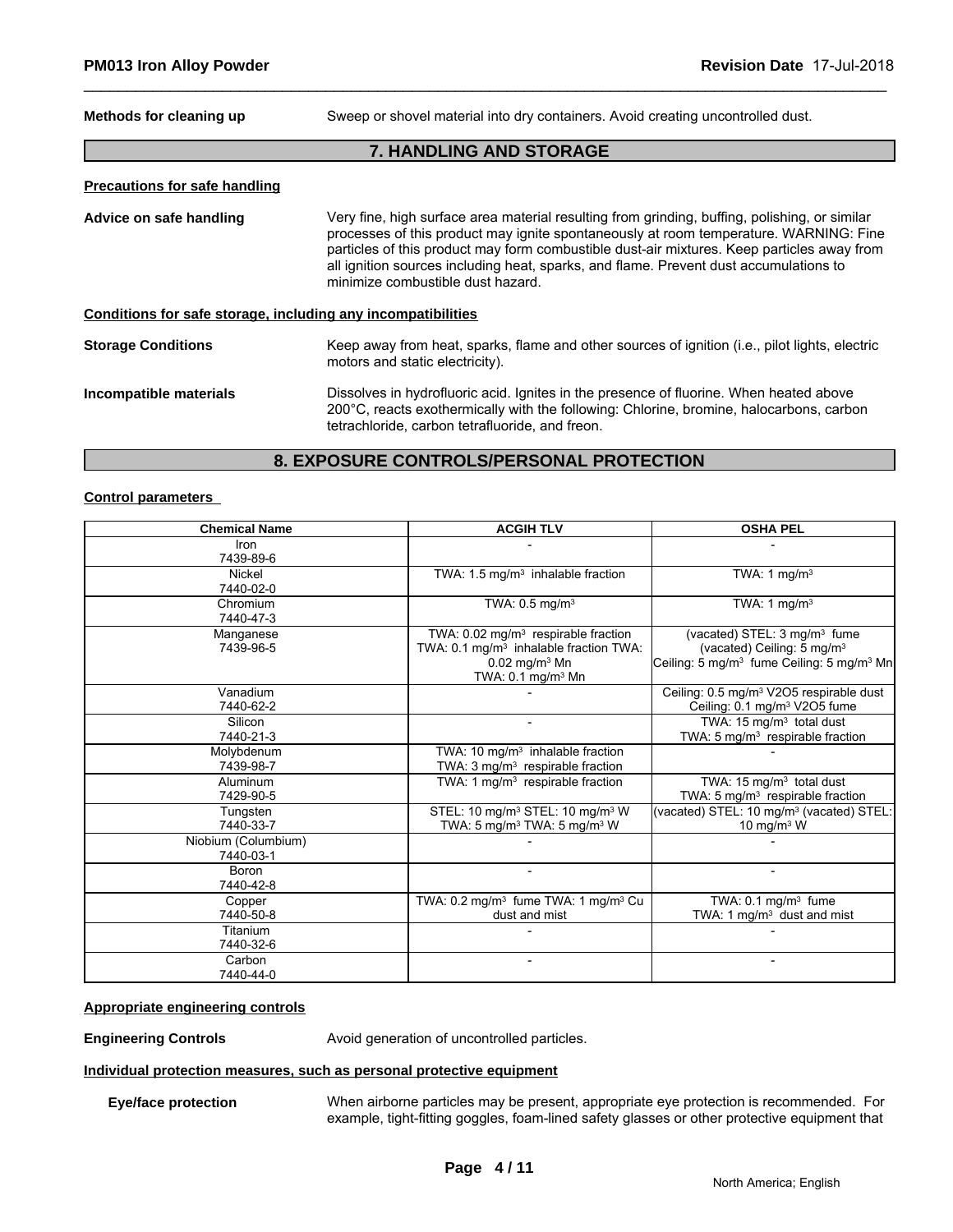**Methods for cleaning up** Sweep or shovel material into dry containers. Avoid creating uncontrolled dust.

## 7. HANDLING AND STORAGE

**Precautions for safe handling**

**Advice on safe handling** Very fine, high surface area material resulting from grinding, buffing, polishing, or similar processes of this product may ignite spontaneously at room temperature. WARNING: Fine particles of this product may form combustible dust-air mixtures. Keep particles away from all ignition sources including heat, sparks, and flame. Prevent dust accumulations to minimize combustible dust hazard.

**Conditions for safe storage, including any incompatibilities**

**Storage Conditions** Keep away from heat, sparks, flame and other sources of ignition (i.e., pilot lights, electric motors and static electricity).

**Incompatible materials** Dissolves in hydrofluoric acid. Ignites in the presence of fluorine. When heated above 200°C, reacts exothermically with the following: Chlorine, bromine, halocarbons, carbon tetrachloride, carbon tetrafluoride, and freon.

## 8. EXPOSURE CONTROLS/PERSONAL PROTECTION

**Control parameters**

| Chemical Name | ACGIH TLV | OSHA PEL |
|---|---|---|
| Iron 7439-89-6 | - | - |
| Nickel 7440-02-0 | TWA: 1.5 mg/m³ inhalable fraction | TWA: 1 mg/m³ |
| Chromium 7440-47-3 | TWA: 0.5 mg/m³ | TWA: 1 mg/m³ |
| Manganese 7439-96-5 | TWA: 0.02 mg/m³ respirable fraction TWA: 0.1 mg/m³ inhalable fraction TWA: 0.02 mg/m³ Mn TWA: 0.1 mg/m³ Mn | (vacated) STEL: 3 mg/m³ fume (vacated) Ceiling: 5 mg/m³ Ceiling: 5 mg/m³ fume Ceiling: 5 mg/m³ Mn |
| Vanadium 7440-62-2 | - | Ceiling: 0.5 mg/m³ V2O5 respirable dust Ceiling: 0.1 mg/m³ V2O5 fume |
| Silicon 7440-21-3 | - | TWA: 15 mg/m³ total dust TWA: 5 mg/m³ respirable fraction |
| Molybdenum 7439-98-7 | TWA: 10 mg/m³ inhalable fraction TWA: 3 mg/m³ respirable fraction | - |
| Aluminum 7429-90-5 | TWA: 1 mg/m³ respirable fraction | TWA: 15 mg/m³ total dust TWA: 5 mg/m³ respirable fraction |
| Tungsten 7440-33-7 | STEL: 10 mg/m³ STEL: 10 mg/m³ W TWA: 5 mg/m³ TWA: 5 mg/m³ W | (vacated) STEL: 10 mg/m³ (vacated) STEL: 10 mg/m³ W |
| Niobium (Columbium) 7440-03-1 | - | - |
| Boron 7440-42-8 | - | - |
| Copper 7440-50-8 | TWA: 0.2 mg/m³ fume TWA: 1 mg/m³ Cu dust and mist | TWA: 0.1 mg/m³ fume TWA: 1 mg/m³ dust and mist |
| Titanium 7440-32-6 | - | - |
| Carbon 7440-44-0 | - | - |

**Appropriate engineering controls**

**Engineering Controls** Avoid generation of uncontrolled particles.

**Individual protection measures, such as personal protective equipment**

**Eye/face protection** When airborne particles may be present, appropriate eye protection is recommended. For example, tight-fitting goggles, foam-lined safety glasses or other protective equipment that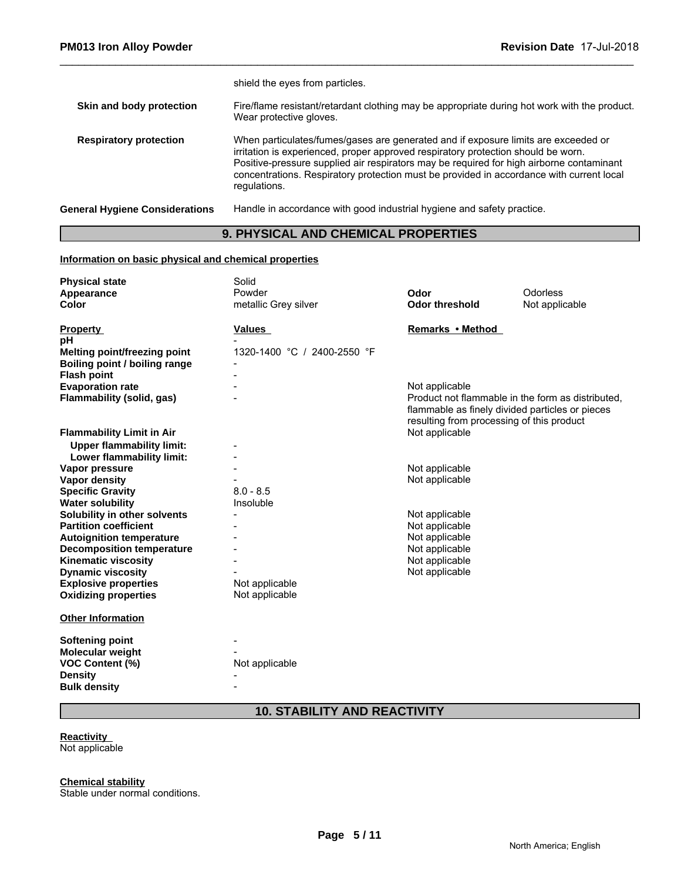shield the eyes from particles.

| | |
|---|---|
| **Skin and body protection** | Fire/flame resistant/retardant clothing may be appropriate during hot work with the product. Wear protective gloves. |
| **Respiratory protection** | When particulates/fumes/gases are generated and if exposure limits are exceeded or irritation is experienced, proper approved respiratory protection should be worn. Positive-pressure supplied air respirators may be required for high airborne contaminant concentrations. Respiratory protection must be provided in accordance with current local regulations. |
| **General Hygiene Considerations** | Handle in accordance with good industrial hygiene and safety practice. |

## 9. PHYSICAL AND CHEMICAL PROPERTIES

**Information on basic physical and chemical properties**

| | | | |
|---|---|---|---|
| **Physical state** | Solid | | |
| **Appearance** | Powder | **Odor** | Odorless |
| **Color** | metallic Grey silver | **Odor threshold** | Not applicable |

| **Property** | **Values** | **Remarks • Method** |
|---|---|---|
| **pH** | - | |
| **Melting point/freezing point** | 1320-1400 °C / 2400-2550 °F | |
| **Boiling point / boiling range** | - | |
| **Flash point** | - | |
| **Evaporation rate** | - | Not applicable |
| **Flammability (solid, gas)** | - | Product not flammable in the form as distributed, flammable as finely divided particles or pieces resulting from processing of this product |
| **Flammability Limit in Air** | | Not applicable |
| **Upper flammability limit:** | - | |
| **Lower flammability limit:** | - | |
| **Vapor pressure** | - | Not applicable |
| **Vapor density** | - | Not applicable |
| **Specific Gravity** | 8.0 - 8.5 | |
| **Water solubility** | Insoluble | |
| **Solubility in other solvents** | - | Not applicable |
| **Partition coefficient** | - | Not applicable |
| **Autoignition temperature** | - | Not applicable |
| **Decomposition temperature** | - | Not applicable |
| **Kinematic viscosity** | - | Not applicable |
| **Dynamic viscosity** | - | Not applicable |
| **Explosive properties** | Not applicable | |
| **Oxidizing properties** | Not applicable | |

**Other Information**

| | |
|---|---|
| **Softening point** | - |
| **Molecular weight** | - |
| **VOC Content (%)** | Not applicable |
| **Density** | - |
| **Bulk density** | - |

## 10. STABILITY AND REACTIVITY

**Reactivity**
Not applicable

**Chemical stability**
Stable under normal conditions.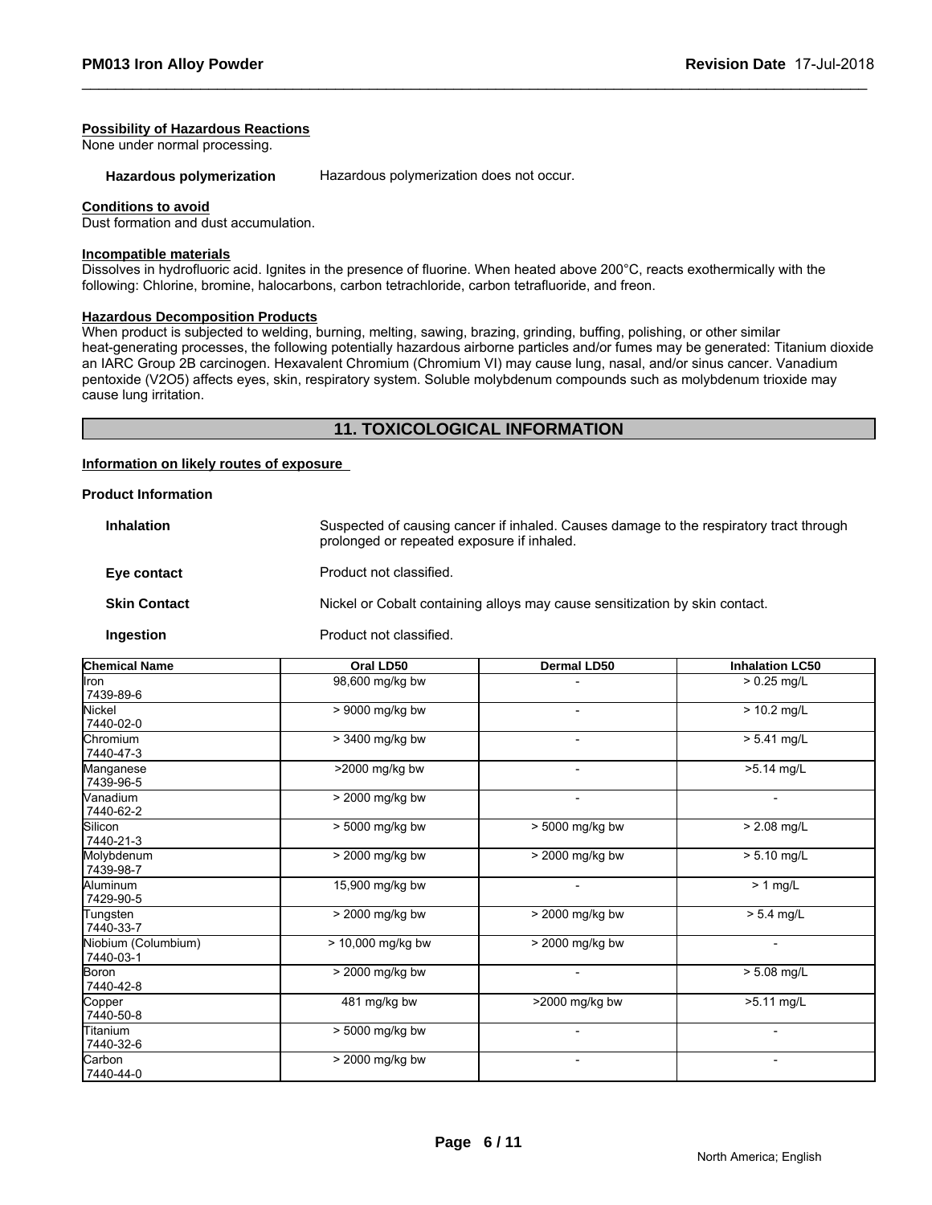**Possibility of Hazardous Reactions**
None under normal processing.

**Hazardous polymerization** Hazardous polymerization does not occur.

**Conditions to avoid**
Dust formation and dust accumulation.

**Incompatible materials**
Dissolves in hydrofluoric acid. Ignites in the presence of fluorine. When heated above 200°C, reacts exothermically with the following: Chlorine, bromine, halocarbons, carbon tetrachloride, carbon tetrafluoride, and freon.

**Hazardous Decomposition Products**
When product is subjected to welding, burning, melting, sawing, brazing, grinding, buffing, polishing, or other similar heat-generating processes, the following potentially hazardous airborne particles and/or fumes may be generated: Titanium dioxide an IARC Group 2B carcinogen. Hexavalent Chromium (Chromium VI) may cause lung, nasal, and/or sinus cancer. Vanadium pentoxide ($V_2O_5$) affects eyes, skin, respiratory system. Soluble molybdenum compounds such as molybdenum trioxide may cause lung irritation.

## 11. TOXICOLOGICAL INFORMATION

**Information on likely routes of exposure**

**Product Information**

**Inhalation** Suspected of causing cancer if inhaled. Causes damage to the respiratory tract through prolonged or repeated exposure if inhaled.

**Eye contact** Product not classified.

**Skin Contact** Nickel or Cobalt containing alloys may cause sensitization by skin contact.

**Ingestion** Product not classified.

| Chemical Name | Oral LD50 | Dermal LD50 | Inhalation LC50 |
|---|---|---|---|
| Iron 7439-89-6 | 98,600 mg/kg bw | - | > 0.25 mg/L |
| Nickel 7440-02-0 | > 9000 mg/kg bw | - | > 10.2 mg/L |
| Chromium 7440-47-3 | > 3400 mg/kg bw | - | > 5.41 mg/L |
| Manganese 7439-96-5 | >2000 mg/kg bw | - | >5.14 mg/L |
| Vanadium 7440-62-2 | > 2000 mg/kg bw | - | - |
| Silicon 7440-21-3 | > 5000 mg/kg bw | > 5000 mg/kg bw | > 2.08 mg/L |
| Molybdenum 7439-98-7 | > 2000 mg/kg bw | > 2000 mg/kg bw | > 5.10 mg/L |
| Aluminum 7429-90-5 | 15,900 mg/kg bw | - | > 1 mg/L |
| Tungsten 7440-33-7 | > 2000 mg/kg bw | > 2000 mg/kg bw | > 5.4 mg/L |
| Niobium (Columbium) 7440-03-1 | > 10,000 mg/kg bw | > 2000 mg/kg bw | - |
| Boron 7440-42-8 | > 2000 mg/kg bw | - | > 5.08 mg/L |
| Copper 7440-50-8 | 481 mg/kg bw | >2000 mg/kg bw | >5.11 mg/L |
| Titanium 7440-32-6 | > 5000 mg/kg bw | - | - |
| Carbon 7440-44-0 | > 2000 mg/kg bw | - | - |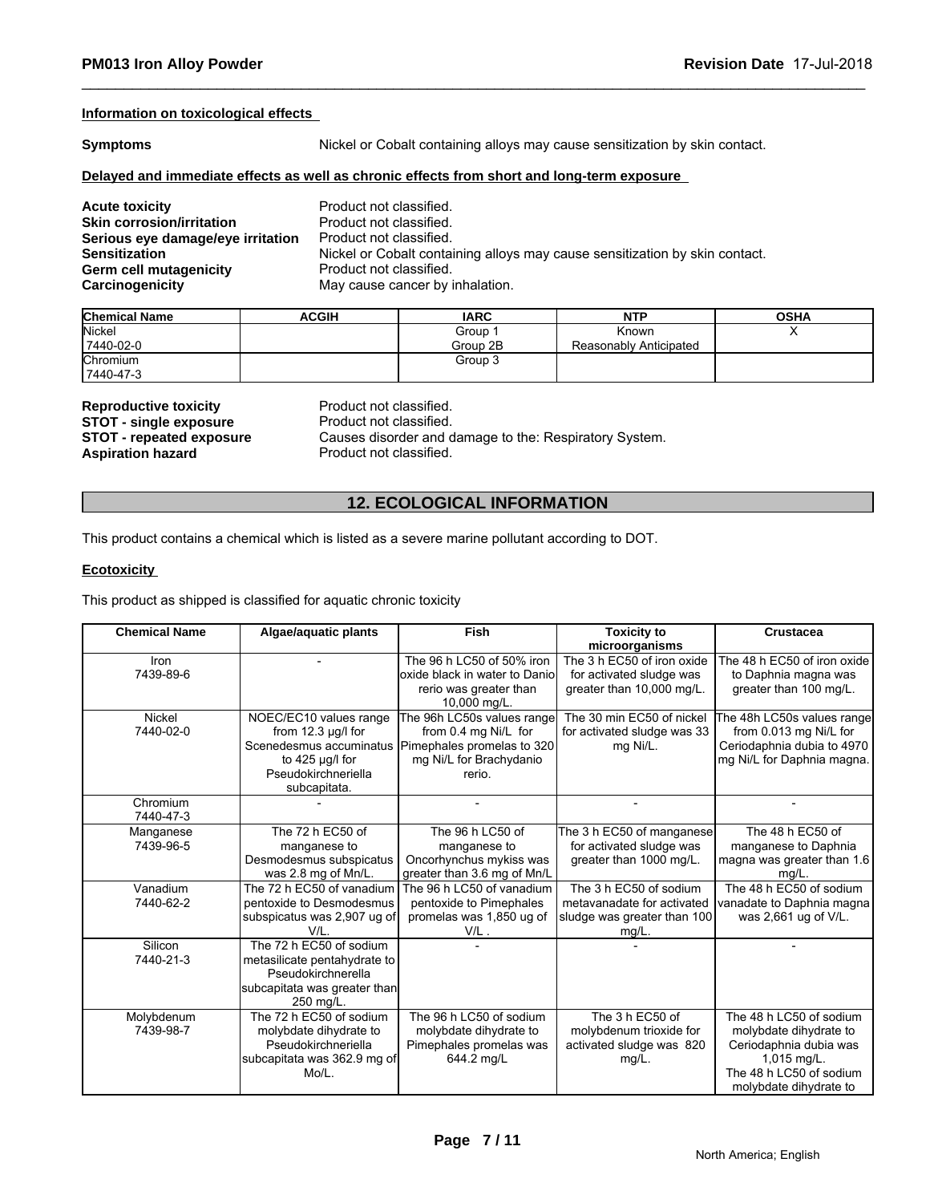**Information on toxicological effects**

**Symptoms** Nickel or Cobalt containing alloys may cause sensitization by skin contact.

**Delayed and immediate effects as well as chronic effects from short and long-term exposure**

**Acute toxicity** Product not classified.
**Skin corrosion/irritation** Product not classified.
**Serious eye damage/eye irritation** Product not classified.
**Sensitization** Nickel or Cobalt containing alloys may cause sensitization by skin contact.
**Germ cell mutagenicity** Product not classified.
**Carcinogenicity** May cause cancer by inhalation.

| Chemical Name | ACGIH | IARC | NTP | OSHA |
|---|---|---|---|---|
| Nickel<br>7440-02-0 | | Group 1<br>Group 2B | Known<br>Reasonably Anticipated | X |
| Chromium<br>7440-47-3 | | Group 3 | | |

**Reproductive toxicity** Product not classified.
**STOT - single exposure** Product not classified.
**STOT - repeated exposure** Causes disorder and damage to the: Respiratory System.
**Aspiration hazard** Product not classified.

## 12. ECOLOGICAL INFORMATION

This product contains a chemical which is listed as a severe marine pollutant according to DOT.

**Ecotoxicity**

This product as shipped is classified for aquatic chronic toxicity

| Chemical Name | Algae/aquatic plants | Fish | Toxicity to microorganisms | Crustacea |
|---|---|---|---|---|
| Iron<br>7439-89-6 | - | The 96 h LC50 of 50% iron oxide black in water to Danio rerio was greater than 10,000 mg/L. | The 3 h EC50 of iron oxide for activated sludge was greater than 10,000 mg/L. | The 48 h EC50 of iron oxide to Daphnia magna was greater than 100 mg/L. |
| Nickel<br>7440-02-0 | NOEC/EC10 values range from 12.3 µg/l for Scenedesmus accuminatus to 425 µg/l for Pseudokirchneriella subcapitata. | The 96h LC50s values range from 0.4 mg Ni/L for Pimephales promelas to 320 mg Ni/L for Brachydanio rerio. | The 30 min EC50 of nickel for activated sludge was 33 mg Ni/L. | The 48h LC50s values range from 0.013 mg Ni/L for Ceriodaphnia dubia to 4970 mg Ni/L for Daphnia magna. |
| Chromium<br>7440-47-3 | - | - | - | - |
| Manganese<br>7439-96-5 | The 72 h EC50 of manganese to Desmodesmus subspicatus was 2.8 mg of Mn/L. | The 96 h LC50 of manganese to Oncorhynchus mykiss was greater than 3.6 mg of Mn/L | The 3 h EC50 of manganese for activated sludge was greater than 1000 mg/L. | The 48 h EC50 of manganese to Daphnia magna was greater than 1.6 mg/L. |
| Vanadium<br>7440-62-2 | The 72 h EC50 of vanadium pentoxide to Desmodesmus subspicatus was 2,907 ug of V/L. | The 96 h LC50 of vanadium pentoxide to Pimephales promelas was 1,850 ug of V/L . | The 3 h EC50 of sodium metavanadate for activated sludge was greater than 100 mg/L. | The 48 h EC50 of sodium vanadate to Daphnia magna was 2,661 ug of V/L. |
| Silicon<br>7440-21-3 | The 72 h EC50 of sodium metasilicate pentahydrate to Pseudokirchnerella subcapitata was greater than 250 mg/L. | - | - | - |
| Molybdenum<br>7439-98-7 | The 72 h EC50 of sodium molybdate dihydrate to Pseudokirchneriella subcapitata was 362.9 mg of Mo/L. | The 96 h LC50 of sodium molybdate dihydrate to Pimephales promelas was 644.2 mg/L | The 3 h EC50 of molybdenum trioxide for activated sludge was 820 mg/L. | The 48 h LC50 of sodium molybdate dihydrate to Ceriodaphnia dubia was 1,015 mg/L.<br>The 48 h LC50 of sodium molybdate dihydrate to |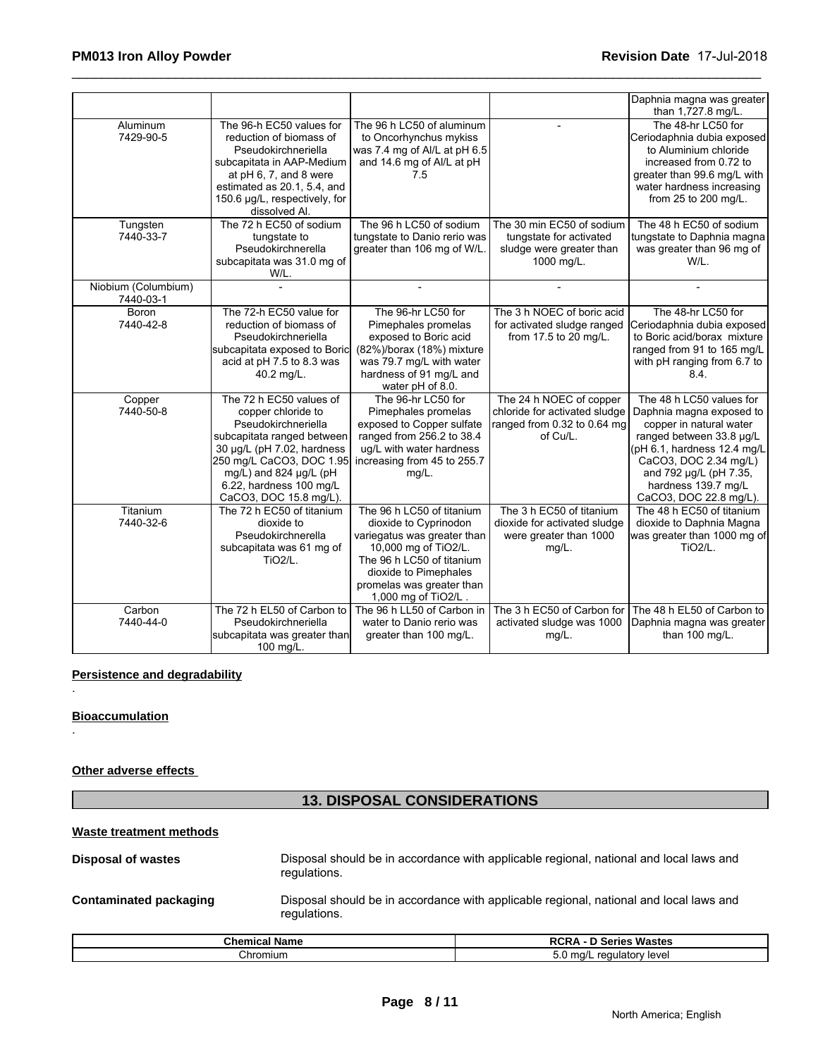| | | | | |
|---|---|---|---|---|
| | | | | Daphnia magna was greater than 1,727.8 mg/L. |
| Aluminum 7429-90-5 | The 96-h EC50 values for reduction of biomass of Pseudokirchneriella subcapitata in AAP-Medium at pH 6, 7, and 8 were estimated as 20.1, 5.4, and 150.6 µg/L, respectively, for dissolved Al. | The 96 h LC50 of aluminum to Oncorhynchus mykiss was 7.4 mg of Al/L at pH 6.5 and 14.6 mg of Al/L at pH 7.5 | - | The 48-hr LC50 for Ceriodaphnia dubia exposed to Aluminium chloride increased from 0.72 to greater than 99.6 mg/L with water hardness increasing from 25 to 200 mg/L. |
| Tungsten 7440-33-7 | The 72 h EC50 of sodium tungstate to Pseudokirchnerella subcapitata was 31.0 mg of W/L. | The 96 h LC50 of sodium tungstate to Danio rerio was greater than 106 mg of W/L. | The 30 min EC50 of sodium tungstate for activated sludge were greater than 1000 mg/L. | The 48 h EC50 of sodium tungstate to Daphnia magna was greater than 96 mg of W/L. |
| Niobium (Columbium) 7440-03-1 | - | - | - | - |
| Boron 7440-42-8 | The 72-h EC50 value for reduction of biomass of Pseudokirchneriella subcapitata exposed to Boric acid at pH 7.5 to 8.3 was 40.2 mg/L. | The 96-hr LC50 for Pimephales promelas exposed to Boric acid (82%)/borax (18%) mixture was 79.7 mg/L with water hardness of 91 mg/L and water pH of 8.0. | The 3 h NOEC of boric acid for activated sludge ranged from 17.5 to 20 mg/L. | The 48-hr LC50 for Ceriodaphnia dubia exposed to Boric acid/borax mixture ranged from 91 to 165 mg/L with pH ranging from 6.7 to 8.4. |
| Copper 7440-50-8 | The 72 h EC50 values of copper chloride to Pseudokirchneriella subcapitata ranged between 30 µg/L (pH 7.02, hardness 250 mg/L CaCO3, DOC 1.95 mg/L) and 824 µg/L (pH 6.22, hardness 100 mg/L CaCO3, DOC 15.8 mg/L). | The 96-hr LC50 for Pimephales promelas exposed to Copper sulfate ranged from 256.2 to 38.4 ug/L with water hardness increasing from 45 to 255.7 mg/L. | The 24 h NOEC of copper chloride for activated sludge ranged from 0.32 to 0.64 mg of Cu/L. | The 48 h LC50 values for Daphnia magna exposed to copper in natural water ranged between 33.8 µg/L (pH 6.1, hardness 12.4 mg/L CaCO3, DOC 2.34 mg/L) and 792 µg/L (pH 7.35, hardness 139.7 mg/L CaCO3, DOC 22.8 mg/L). |
| Titanium 7440-32-6 | The 72 h EC50 of titanium dioxide to Pseudokirchnerella subcapitata was 61 mg of TiO2/L. | The 96 h LC50 of titanium dioxide to Cyprinodon variegatus was greater than 10,000 mg of TiO2/L. The 96 h LC50 of titanium dioxide to Pimephales promelas was greater than 1,000 mg of TiO2/L . | The 3 h EC50 of titanium dioxide for activated sludge were greater than 1000 mg/L. | The 48 h EC50 of titanium dioxide to Daphnia Magna was greater than 1000 mg of TiO2/L. |
| Carbon 7440-44-0 | The 72 h EL50 of Carbon to Pseudokirchneriella subcapitata was greater than 100 mg/L. | The 96 h LL50 of Carbon in water to Danio rerio was greater than 100 mg/L. | The 3 h EC50 of Carbon for activated sludge was 1000 mg/L. | The 48 h EL50 of Carbon to Daphnia magna was greater than 100 mg/L. |

**Persistence and degradability**

.

**Bioaccumulation**

.

**Other adverse effects**

## 13. DISPOSAL CONSIDERATIONS

**Waste treatment methods**

**Disposal of wastes** Disposal should be in accordance with applicable regional, national and local laws and regulations.

**Contaminated packaging** Disposal should be in accordance with applicable regional, national and local laws and regulations.

| Chemical Name | RCRA - D Series Wastes |
|---|---|
| Chromium | 5.0 mg/L regulatory level |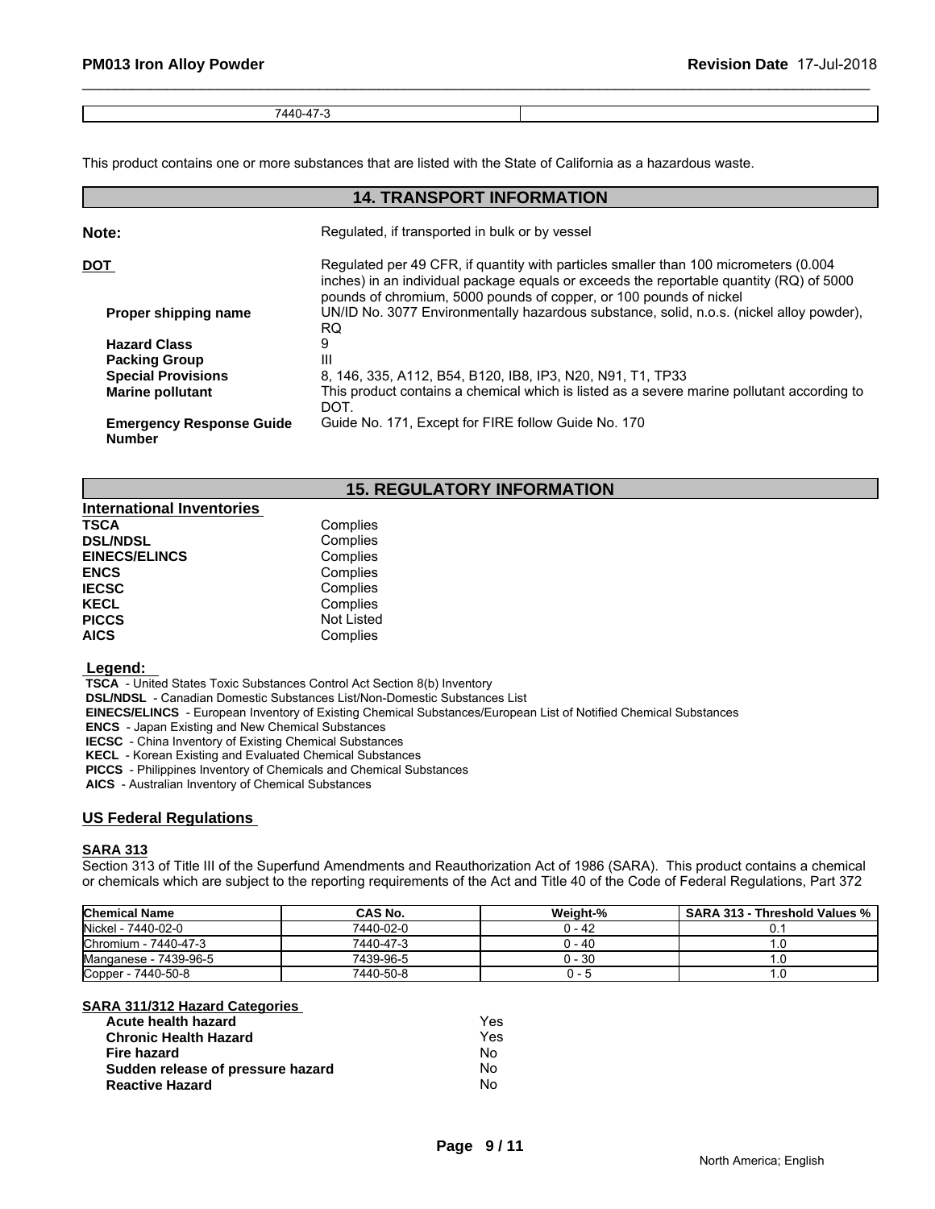| 7440-47-3 | |
|---|---|

This product contains one or more substances that are listed with the State of California as a hazardous waste.

## 14. TRANSPORT INFORMATION

**Note:** Regulated, if transported in bulk or by vessel

**DOT** Regulated per 49 CFR, if quantity with particles smaller than 100 micrometers (0.004 inches) in an individual package equals or exceeds the reportable quantity (RQ) of 5000 pounds of chromium, 5000 pounds of copper, or 100 pounds of nickel

| | |
|---|---|
| **Proper shipping name** | UN/ID No. 3077 Environmentally hazardous substance, solid, n.o.s. (nickel alloy powder), RQ |
| **Hazard Class** | 9 |
| **Packing Group** | III |
| **Special Provisions** | 8, 146, 335, A112, B54, B120, IB8, IP3, N20, N91, T1, TP33 |
| **Marine pollutant** | This product contains a chemical which is listed as a severe marine pollutant according to DOT. |
| **Emergency Response Guide Number** | Guide No. 171, Except for FIRE follow Guide No. 170 |

## 15. REGULATORY INFORMATION

**International Inventories**

| | |
|---|---|
| **TSCA** | Complies |
| **DSL/NDSL** | Complies |
| **EINECS/ELINCS** | Complies |
| **ENCS** | Complies |
| **IECSC** | Complies |
| **KECL** | Complies |
| **PICCS** | Not Listed |
| **AICS** | Complies |

**Legend:**

**TSCA** - United States Toxic Substances Control Act Section 8(b) Inventory
**DSL/NDSL** - Canadian Domestic Substances List/Non-Domestic Substances List
**EINECS/ELINCS** - European Inventory of Existing Chemical Substances/European List of Notified Chemical Substances
**ENCS** - Japan Existing and New Chemical Substances
**IECSC** - China Inventory of Existing Chemical Substances
**KECL** - Korean Existing and Evaluated Chemical Substances
**PICCS** - Philippines Inventory of Chemicals and Chemical Substances
**AICS** - Australian Inventory of Chemical Substances

### US Federal Regulations

**SARA 313**

Section 313 of Title III of the Superfund Amendments and Reauthorization Act of 1986 (SARA). This product contains a chemical or chemicals which are subject to the reporting requirements of the Act and Title 40 of the Code of Federal Regulations, Part 372

| Chemical Name | CAS No. | Weight-% | SARA 313 - Threshold Values % |
|---|---|---|---|
| Nickel - 7440-02-0 | 7440-02-0 | 0 - 42 | 0.1 |
| Chromium - 7440-47-3 | 7440-47-3 | 0 - 40 | 1.0 |
| Manganese - 7439-96-5 | 7439-96-5 | 0 - 30 | 1.0 |
| Copper - 7440-50-8 | 7440-50-8 | 0 - 5 | 1.0 |

**SARA 311/312 Hazard Categories**

| | |
|---|---|
| **Acute health hazard** | Yes |
| **Chronic Health Hazard** | Yes |
| **Fire hazard** | No |
| **Sudden release of pressure hazard** | No |
| **Reactive Hazard** | No |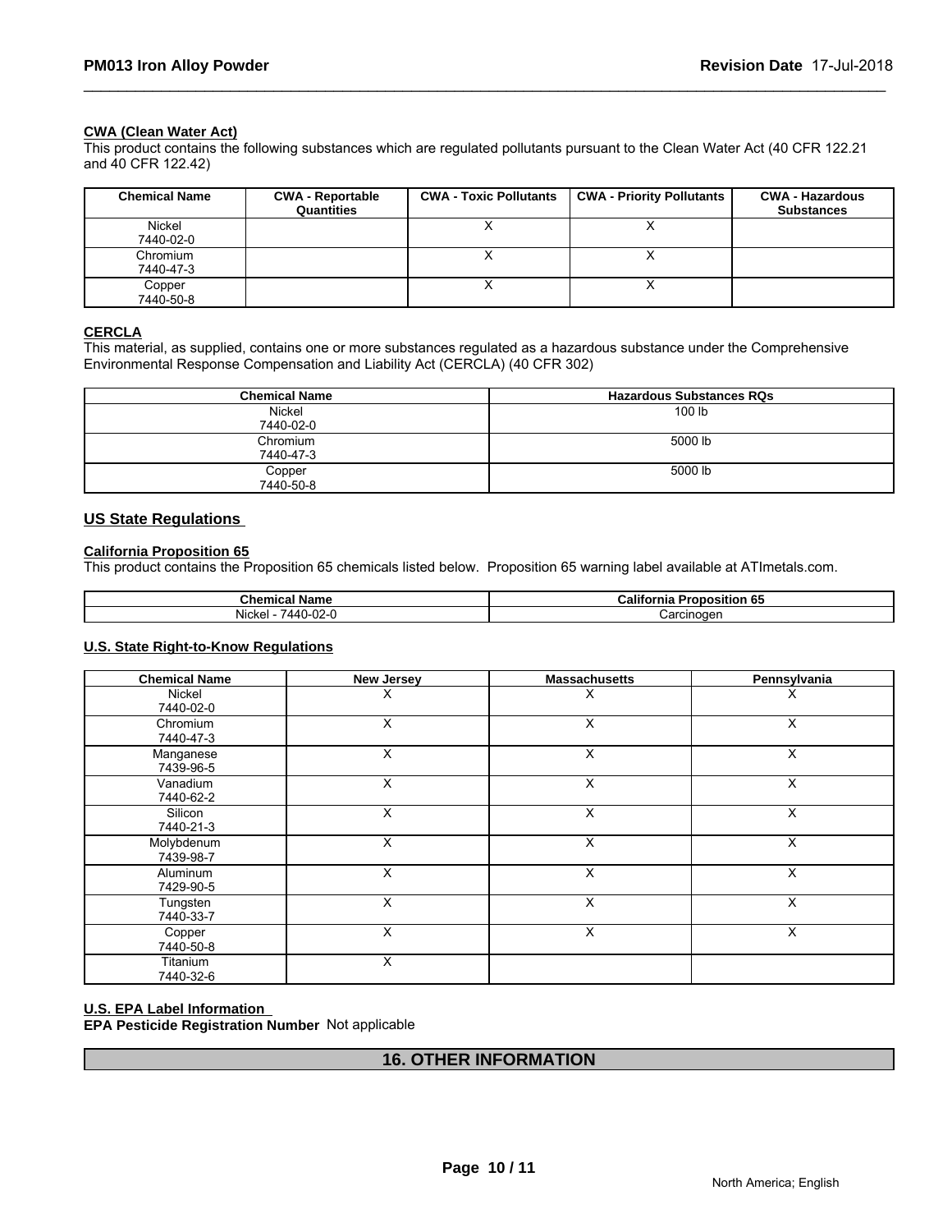#### CWA (Clean Water Act)

This product contains the following substances which are regulated pollutants pursuant to the Clean Water Act (40 CFR 122.21 and 40 CFR 122.42)

| Chemical Name | CWA - Reportable Quantities | CWA - Toxic Pollutants | CWA - Priority Pollutants | CWA - Hazardous Substances |
|---|---|---|---|---|
| Nickel 7440-02-0 | | X | X | |
| Chromium 7440-47-3 | | X | X | |
| Copper 7440-50-8 | | X | X | |

#### CERCLA

This material, as supplied, contains one or more substances regulated as a hazardous substance under the Comprehensive Environmental Response Compensation and Liability Act (CERCLA) (40 CFR 302)

| Chemical Name | Hazardous Substances RQs |
|---|---|
| Nickel 7440-02-0 | 100 lb |
| Chromium 7440-47-3 | 5000 lb |
| Copper 7440-50-8 | 5000 lb |

### US State Regulations

#### California Proposition 65

This product contains the Proposition 65 chemicals listed below. Proposition 65 warning label available at ATImetals.com.

| Chemical Name | California Proposition 65 |
|---|---|
| Nickel - 7440-02-0 | Carcinogen |

#### U.S. State Right-to-Know Regulations

| Chemical Name | New Jersey | Massachusetts | Pennsylvania |
|---|---|---|---|
| Nickel 7440-02-0 | X | X | X |
| Chromium 7440-47-3 | X | X | X |
| Manganese 7439-96-5 | X | X | X |
| Vanadium 7440-62-2 | X | X | X |
| Silicon 7440-21-3 | X | X | X |
| Molybdenum 7439-98-7 | X | X | X |
| Aluminum 7429-90-5 | X | X | X |
| Tungsten 7440-33-7 | X | X | X |
| Copper 7440-50-8 | X | X | X |
| Titanium 7440-32-6 | X | | |

#### U.S. EPA Label Information

**EPA Pesticide Registration Number** Not applicable

## 16. OTHER INFORMATION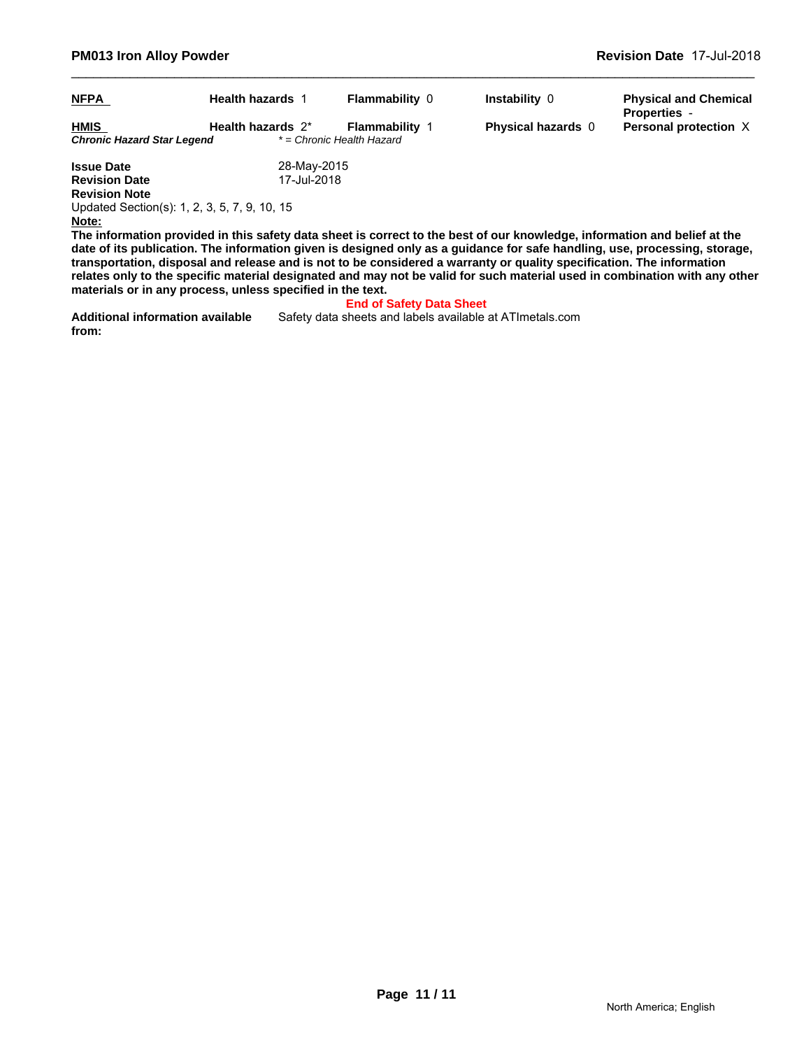| | | | | |
|---|---|---|---|---|
| **NFPA** | **Health hazards** 1 | **Flammability** 0 | **Instability** 0 | **Physical and Chemical Properties** - |
| **HMIS** | **Health hazards** 2* | **Flammability** 1 | **Physical hazards** 0 | **Personal protection** X |

***Chronic Hazard Star Legend*** *\* = Chronic Health Hazard*

| | |
|---|---|
| **Issue Date** | 28-May-2015 |
| **Revision Date** | 17-Jul-2018 |

**Revision Note**

Updated Section(s): 1, 2, 3, 5, 7, 9, 10, 15

**Note:**

**The information provided in this safety data sheet is correct to the best of our knowledge, information and belief at the date of its publication. The information given is designed only as a guidance for safe handling, use, processing, storage, transportation, disposal and release and is not to be considered a warranty or quality specification. The information relates only to the specific material designated and may not be valid for such material used in combination with any other materials or in any process, unless specified in the text.**

**End of Safety Data Sheet**

**Additional information available from:** Safety data sheets and labels available at ATImetals.com

North America; English